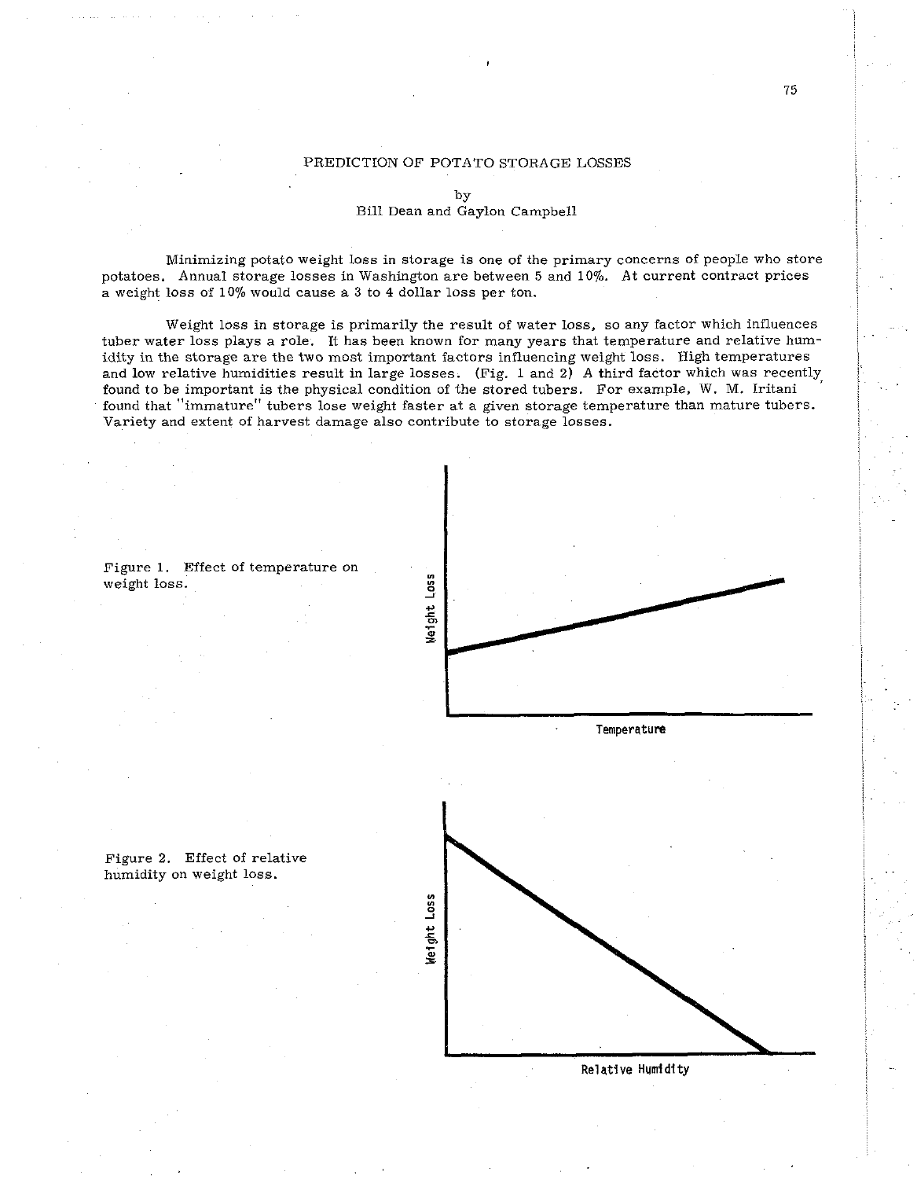# PREDICTION OF POTATO STORAGE LOSSES

by
Bill Dean and Gaylon Campbell

Minimizing potato weight loss in storage is one of the primary concerns of people who store potatoes. Annual storage losses in Washington are between 5 and 10%. At current contract prices a weight loss of 10% would cause a 3 to 4 dollar loss per ton.

Weight loss in storage is primarily the result of water loss, so any factor which influences tuber water loss plays a role. It has been known for many years that temperature and relative humidity in the storage are the two most important factors influencing weight loss. High temperatures and low relative humidities result in large losses. (Fig. 1 and 2) A third factor which was recently found to be important is the physical condition of the stored tubers. For example, W. M. Iritani found that "immature" tubers lose weight faster at a given storage temperature than mature tubers. Variety and extent of harvest damage also contribute to storage losses.

Figure 1. Effect of temperature on weight loss.

Figure 2. Effect of relative humidity on weight loss.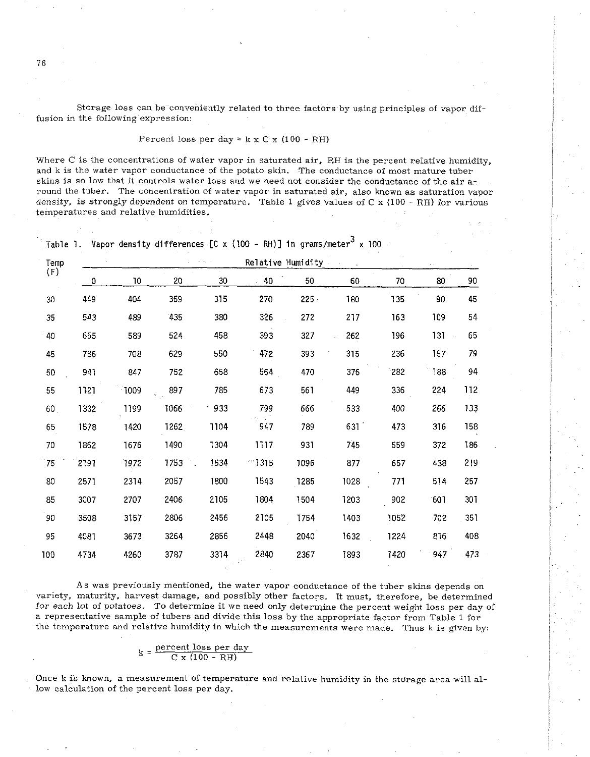Storage loss can be conveniently related to three factors by using principles of vapor diffusion in the following expression:

$$\text{Percent loss per day} = k \times C \times (100 - RH)$$

Where C is the concentrations of water vapor in saturated air, RH is the percent relative humidity, and k is the water vapor conductance of the potato skin. The conductance of most mature tuber skins is so low that it controls water loss and we need not consider the conductance of the air around the tuber. The concentration of water vapor in saturated air, also known as saturation vapor density, is strongly dependent on temperature. Table 1 gives values of C x (100 - RH) for various temperatures and relative humidities.

Table 1. Vapor density differences [C x (100 - RH)] in grams/meter$^3$ x 100

| Temp (F) | Relative Humidity | | | | | | | | | |
|---|---|---|---|---|---|---|---|---|---|---|
| | 0 | 10 | 20 | 30 | 40 | 50 | 60 | 70 | 80 | 90 |
| 30 | 449 | 404 | 359 | 315 | 270 | 225 | 180 | 135 | 90 | 45 |
| 35 | 543 | 489 | 435 | 380 | 326 | 272 | 217 | 163 | 109 | 54 |
| 40 | 655 | 589 | 524 | 458 | 393 | 327 | 262 | 196 | 131 | 65 |
| 45 | 786 | 708 | 629 | 550 | 472 | 393 | 315 | 236 | 157 | 79 |
| 50 | 941 | 847 | 752 | 658 | 564 | 470 | 376 | 282 | 188 | 94 |
| 55 | 1121 | 1009 | 897 | 785 | 673 | 561 | 449 | 336 | 224 | 112 |
| 60 | 1332 | 1199 | 1066 | 933 | 799 | 666 | 533 | 400 | 266 | 133 |
| 65 | 1578 | 1420 | 1262 | 1104 | 947 | 789 | 631 | 473 | 316 | 158 |
| 70 | 1862 | 1676 | 1490 | 1304 | 1117 | 931 | 745 | 559 | 372 | 186 |
| 75 | 2191 | 1972 | 1753 | 1534 | 1315 | 1096 | 877 | 657 | 438 | 219 |
| 80 | 2571 | 2314 | 2057 | 1800 | 1543 | 1285 | 1028 | 771 | 514 | 257 |
| 85 | 3007 | 2707 | 2406 | 2105 | 1804 | 1504 | 1203 | 902 | 601 | 301 |
| 90 | 3508 | 3157 | 2806 | 2456 | 2105 | 1754 | 1403 | 1052 | 702 | 351 |
| 95 | 4081 | 3673 | 3264 | 2856 | 2448 | 2040 | 1632 | 1224 | 816 | 408 |
| 100 | 4734 | 4260 | 3787 | 3314 | 2840 | 2367 | 1893 | 1420 | 947 | 473 |

As was previously mentioned, the water vapor conductance of the tuber skins depends on variety, maturity, harvest damage, and possibly other factors. It must, therefore, be determined for each lot of potatoes. To determine it we need only determine the percent weight loss per day of a representative sample of tubers and divide this loss by the appropriate factor from Table 1 for the temperature and relative humidity in which the measurements were made. Thus k is given by:

$$k = \frac{\text{percent loss per day}}{C \times (100 - RH)}$$

Once k is known, a measurement of temperature and relative humidity in the storage area will allow calculation of the percent loss per day.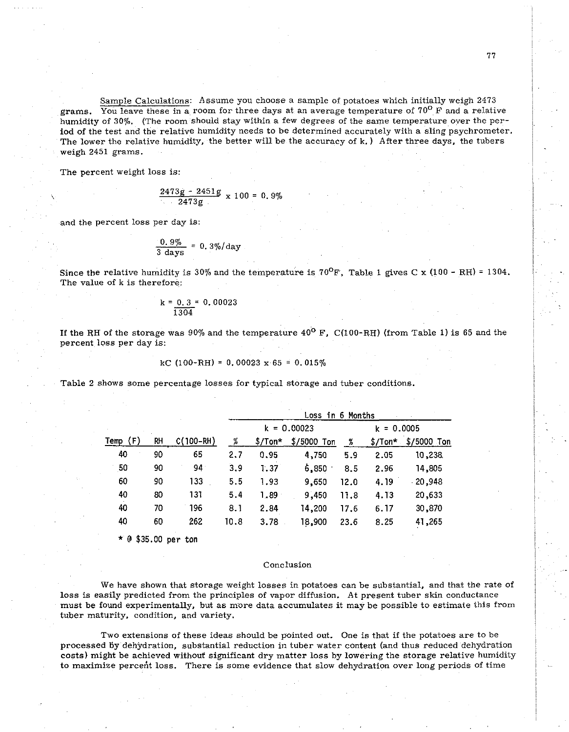Sample Calculations: Assume you choose a sample of potatoes which initially weigh 2473 grams. You leave these in a room for three days at an average temperature of 70° F and a relative humidity of 30%. (The room should stay within a few degrees of the same temperature over the period of the test and the relative humidity needs to be determined accurately with a sling psychrometer. The lower the relative humidity, the better will be the accuracy of k.) After three days, the tubers weigh 2451 grams.

The percent weight loss is:

$$\frac{2473g - 2451g}{2473g} \times 100 = 0.9\%$$

and the percent loss per day is:

$$\frac{0.9\%}{3 \text{ days}} = 0.3\%/\text{day}$$

Since the relative humidity is 30% and the temperature is 70°F, Table 1 gives C x (100 - RH) = 1304. The value of k is therefore:

$$k = \frac{0.3}{1304} = 0.00023$$

If the RH of the storage was 90% and the temperature 40° F, C(100-RH) (from Table 1) is 65 and the percent loss per day is:

$$kC\,(100\text{-RH}) = 0.00023 \times 65 = 0.015\%$$

Table 2 shows some percentage losses for typical storage and tuber conditions.

| | | | Loss in 6 Months | | | | | |
|---|---|---|---|---|---|---|---|---|
| | | | k = 0.00023 | | | k = 0.0005 | | |
| Temp (F) | RH | C(100-RH) | % | $/Ton* | $/5000 Ton | % | $/Ton* | $/5000 Ton |
| 40 | 90 | 65 | 2.7 | 0.95 | 4,750 | 5.9 | 2.05 | 10,238 |
| 50 | 90 | 94 | 3.9 | 1.37 | 6,850 | 8.5 | 2.96 | 14,805 |
| 60 | 90 | 133 | 5.5 | 1.93 | 9,650 | 12.0 | 4.19 | 20,948 |
| 40 | 80 | 131 | 5.4 | 1.89 | 9,450 | 11.8 | 4.13 | 20,633 |
| 40 | 70 | 196 | 8.1 | 2.84 | 14,200 | 17.6 | 6.17 | 30,870 |
| 40 | 60 | 262 | 10.8 | 3.78 | 18,900 | 23.6 | 8.25 | 41,265 |

\* @ $35.00 per ton

## Conclusion

We have shown that storage weight losses in potatoes can be substantial, and that the rate of loss is easily predicted from the principles of vapor diffusion. At present tuber skin conductance must be found experimentally, but as more data accumulates it may be possible to estimate this from tuber maturity, condition, and variety.

Two extensions of these ideas should be pointed out. One is that if the potatoes are to be processed by dehydration, substantial reduction in tuber water content (and thus reduced dehydration costs) might be achieved without significant dry matter loss by lowering the storage relative humidity to maximize percent loss. There is some evidence that slow dehydration over long periods of time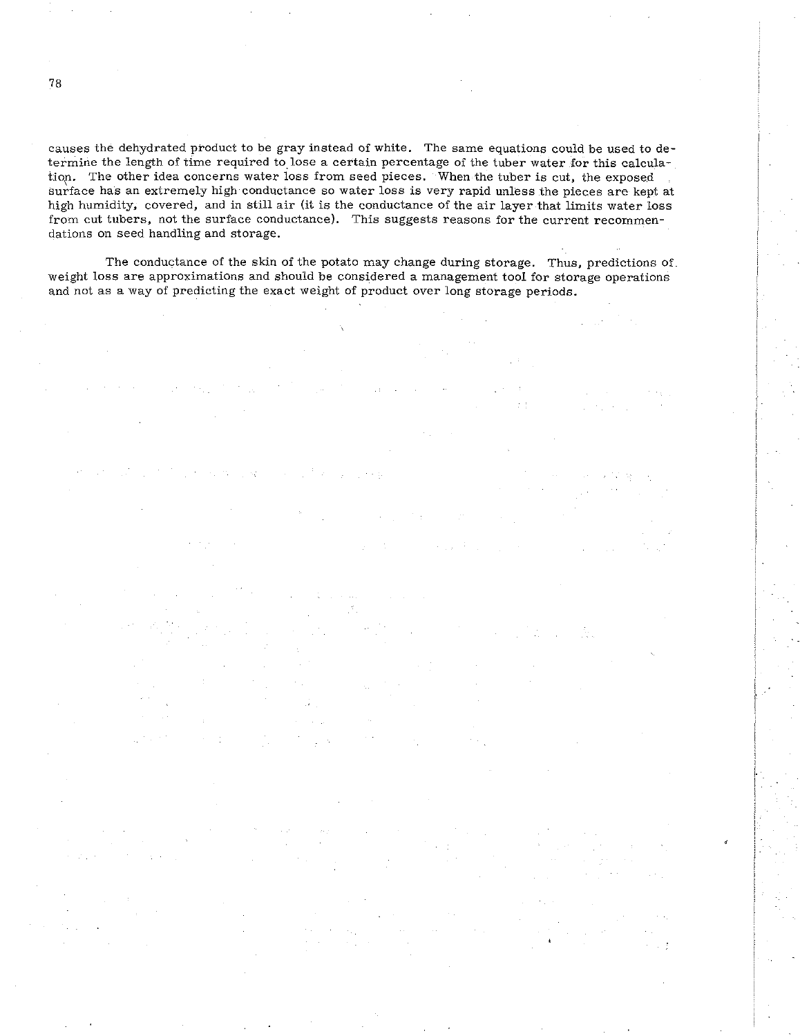causes the dehydrated product to be gray instead of white. The same equations could be used to determine the length of time required to lose a certain percentage of the tuber water for this calculation. The other idea concerns water loss from seed pieces. When the tuber is cut, the exposed surface has an extremely high conductance so water loss is very rapid unless the pieces are kept at high humidity, covered, and in still air (it is the conductance of the air layer that limits water loss from cut tubers, not the surface conductance). This suggests reasons for the current recommendations on seed handling and storage.

The conductance of the skin of the potato may change during storage. Thus, predictions of weight loss are approximations and should be considered a management tool for storage operations and not as a way of predicting the exact weight of product over long storage periods.